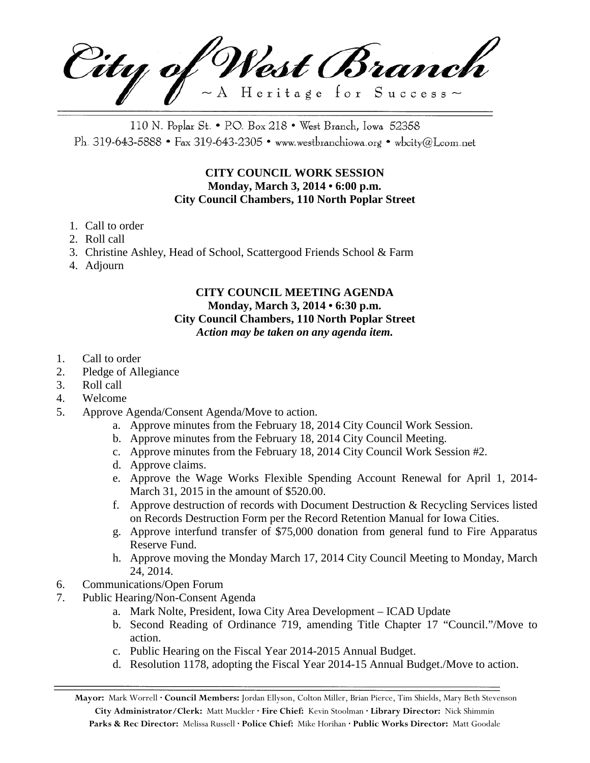# City of West Branch

~ A Heritage for Success ~

110 N. Poplar St. • P.O. Box 218 • West Branch, Iowa 52358
Ph. 319-643-5888 • Fax 319-643-2305 • www.westbranchiowa.org • wbcity@Lcom.net

**CITY COUNCIL WORK SESSION**
**Monday, March 3, 2014 • 6:00 p.m.**
**City Council Chambers, 110 North Poplar Street**

1. Call to order
2. Roll call
3. Christine Ashley, Head of School, Scattergood Friends School & Farm
4. Adjourn

**CITY COUNCIL MEETING AGENDA**
**Monday, March 3, 2014 • 6:30 p.m.**
**City Council Chambers, 110 North Poplar Street**
***Action may be taken on any agenda item.***

1. Call to order
2. Pledge of Allegiance
3. Roll call
4. Welcome
5. Approve Agenda/Consent Agenda/Move to action.
   a. Approve minutes from the February 18, 2014 City Council Work Session.
   b. Approve minutes from the February 18, 2014 City Council Meeting.
   c. Approve minutes from the February 18, 2014 City Council Work Session #2.
   d. Approve claims.
   e. Approve the Wage Works Flexible Spending Account Renewal for April 1, 2014-March 31, 2015 in the amount of $520.00.
   f. Approve destruction of records with Document Destruction & Recycling Services listed on Records Destruction Form per the Record Retention Manual for Iowa Cities.
   g. Approve interfund transfer of $75,000 donation from general fund to Fire Apparatus Reserve Fund.
   h. Approve moving the Monday March 17, 2014 City Council Meeting to Monday, March 24, 2014.
6. Communications/Open Forum
7. Public Hearing/Non-Consent Agenda
   a. Mark Nolte, President, Iowa City Area Development – ICAD Update
   b. Second Reading of Ordinance 719, amending Title Chapter 17 "Council."/Move to action.
   c. Public Hearing on the Fiscal Year 2014-2015 Annual Budget.
   d. Resolution 1178, adopting the Fiscal Year 2014-15 Annual Budget./Move to action.

**Mayor:** Mark Worrell · **Council Members:** Jordan Ellyson, Colton Miller, Brian Pierce, Tim Shields, Mary Beth Stevenson
**City Administrator/Clerk:** Matt Muckler · **Fire Chief:** Kevin Stoolman · **Library Director:** Nick Shimmin
**Parks & Rec Director:** Melissa Russell · **Police Chief:** Mike Horihan · **Public Works Director:** Matt Goodale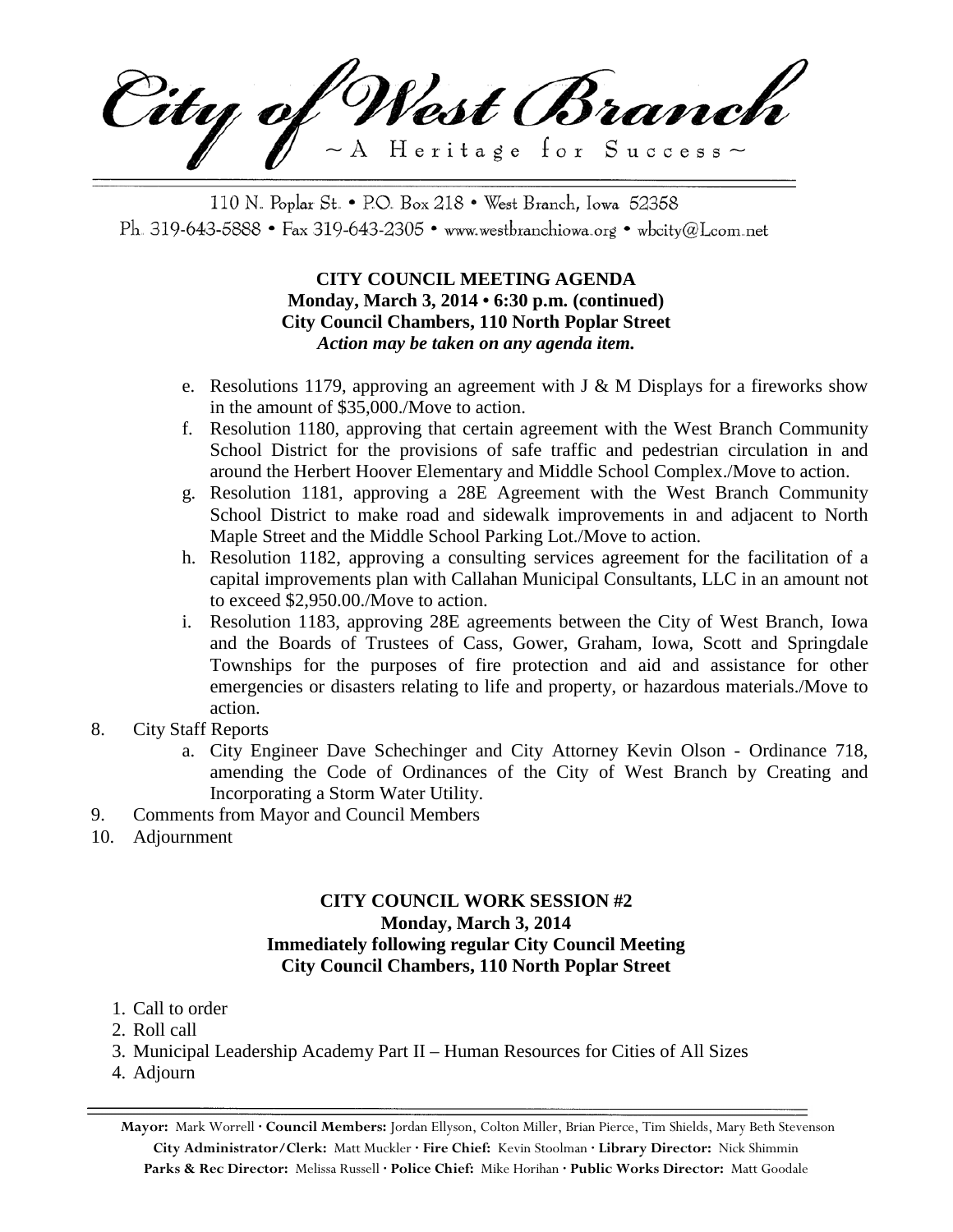City of West Branch

~ A Heritage for Success ~

110 N. Poplar St. • P.O. Box 218 • West Branch, Iowa 52358
Ph. 319-643-5888 • Fax 319-643-2305 • www.westbranchiowa.org • wbcity@Lcom.net

**CITY COUNCIL MEETING AGENDA**
**Monday, March 3, 2014 • 6:30 p.m. (continued)**
**City Council Chambers, 110 North Poplar Street**
***Action may be taken on any agenda item.***

   e. Resolutions 1179, approving an agreement with J & M Displays for a fireworks show in the amount of $35,000./Move to action.
   f. Resolution 1180, approving that certain agreement with the West Branch Community School District for the provisions of safe traffic and pedestrian circulation in and around the Herbert Hoover Elementary and Middle School Complex./Move to action.
   g. Resolution 1181, approving a 28E Agreement with the West Branch Community School District to make road and sidewalk improvements in and adjacent to North Maple Street and the Middle School Parking Lot./Move to action.
   h. Resolution 1182, approving a consulting services agreement for the facilitation of a capital improvements plan with Callahan Municipal Consultants, LLC in an amount not to exceed $2,950.00./Move to action.
   i. Resolution 1183, approving 28E agreements between the City of West Branch, Iowa and the Boards of Trustees of Cass, Gower, Graham, Iowa, Scott and Springdale Townships for the purposes of fire protection and aid and assistance for other emergencies or disasters relating to life and property, or hazardous materials./Move to action.

8. City Staff Reports
   a. City Engineer Dave Schechinger and City Attorney Kevin Olson - Ordinance 718, amending the Code of Ordinances of the City of West Branch by Creating and Incorporating a Storm Water Utility.
9. Comments from Mayor and Council Members
10. Adjournment

**CITY COUNCIL WORK SESSION #2**
**Monday, March 3, 2014**
**Immediately following regular City Council Meeting**
**City Council Chambers, 110 North Poplar Street**

1. Call to order
2. Roll call
3. Municipal Leadership Academy Part II – Human Resources for Cities of All Sizes
4. Adjourn

**Mayor:** Mark Worrell · **Council Members:** Jordan Ellyson, Colton Miller, Brian Pierce, Tim Shields, Mary Beth Stevenson
**City Administrator/Clerk:** Matt Muckler · **Fire Chief:** Kevin Stoolman · **Library Director:** Nick Shimmin
**Parks & Rec Director:** Melissa Russell · **Police Chief:** Mike Horihan · **Public Works Director:** Matt Goodale